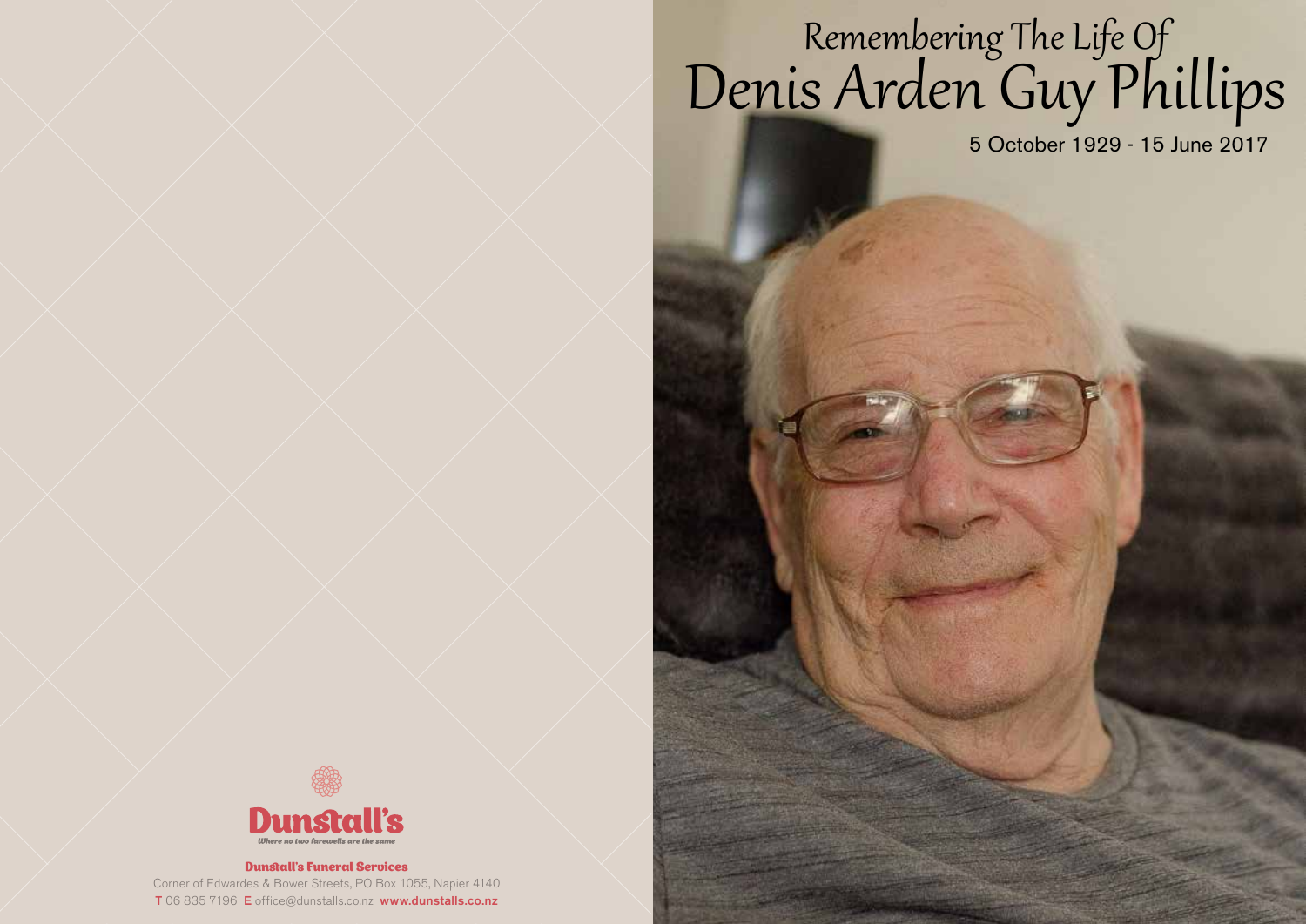# Remembering The Life Of
# Denis Arden Guy Phillips

5 October 1929 - 15 June 2017

**Dunstall's**

*Where no two farewells are the same*

**Dunstall's Funeral Services**

Corner of Edwardes & Bower Streets, PO Box 1055, Napier 4140

**T** 06 835 7196 **E** office@dunstalls.co.nz **www.dunstalls.co.nz**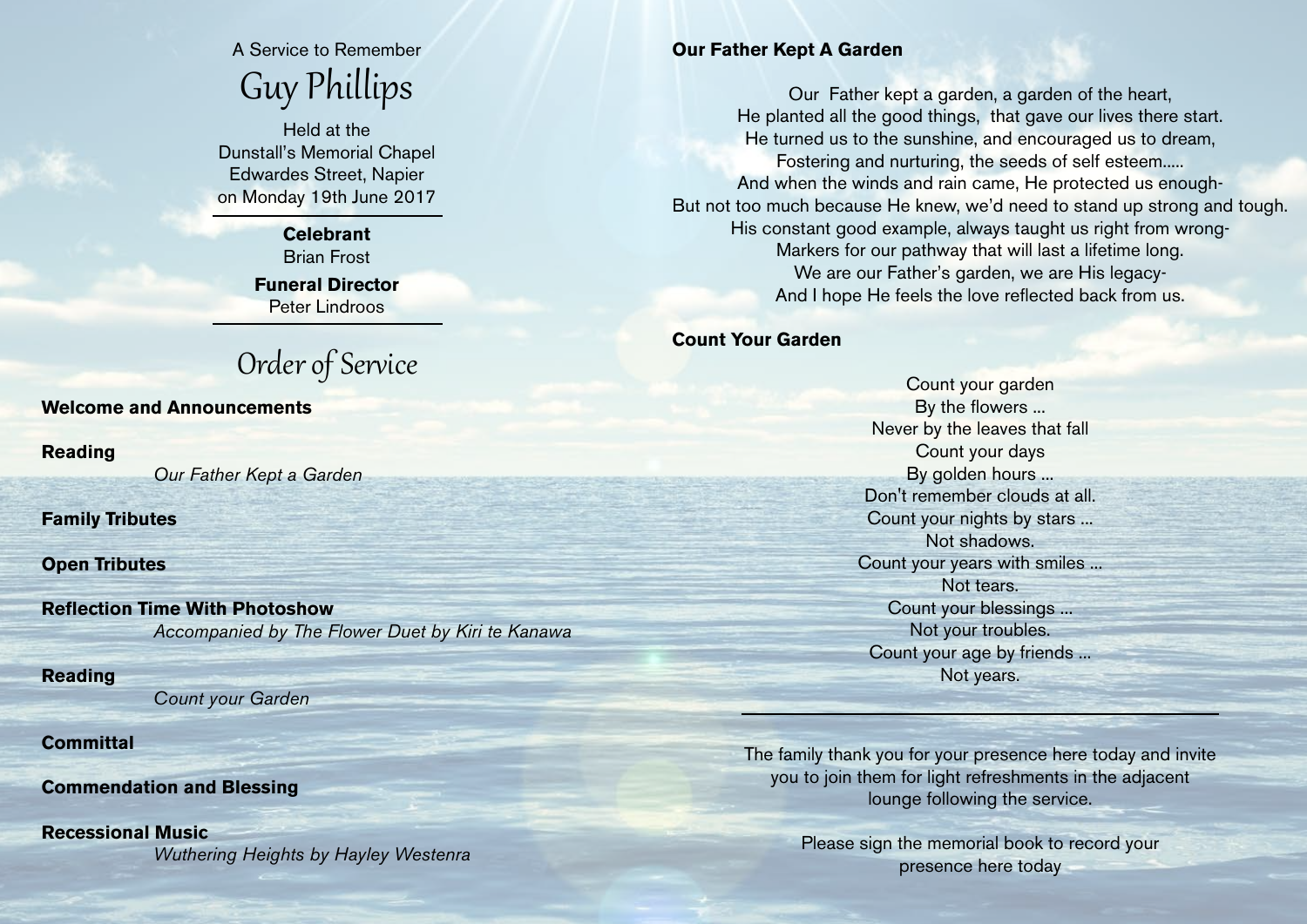A Service to Remember

# Guy Phillips

Held at the
Dunstall's Memorial Chapel
Edwardes Street, Napier
on Monday 19th June 2017

---

**Celebrant**
Brian Frost

**Funeral Director**
Peter Lindroos

---

## Order of Service

**Welcome and Announcements**

**Reading**
*Our Father Kept a Garden*

**Family Tributes**

**Open Tributes**

**Reflection Time With Photoshow**
*Accompanied by The Flower Duet by Kiri te Kanawa*

**Reading**
*Count your Garden*

**Committal**

**Commendation and Blessing**

**Recessional Music**
*Wuthering Heights by Hayley Westenra*

### Our Father Kept A Garden

Our Father kept a garden, a garden of the heart,
He planted all the good things, that gave our lives there start.
He turned us to the sunshine, and encouraged us to dream,
Fostering and nurturing, the seeds of self esteem.....
And when the winds and rain came, He protected us enough-
But not too much because He knew, we'd need to stand up strong and tough.
His constant good example, always taught us right from wrong-
Markers for our pathway that will last a lifetime long.
We are our Father's garden, we are His legacy-
And I hope He feels the love reflected back from us.

### Count Your Garden

Count your garden
By the flowers ...
Never by the leaves that fall
Count your days
By golden hours ...
Don't remember clouds at all.
Count your nights by stars ...
Not shadows.
Count your years with smiles ...
Not tears.
Count your blessings ...
Not your troubles.
Count your age by friends ...
Not years.

---

The family thank you for your presence here today and invite you to join them for light refreshments in the adjacent lounge following the service.

Please sign the memorial book to record your presence here today